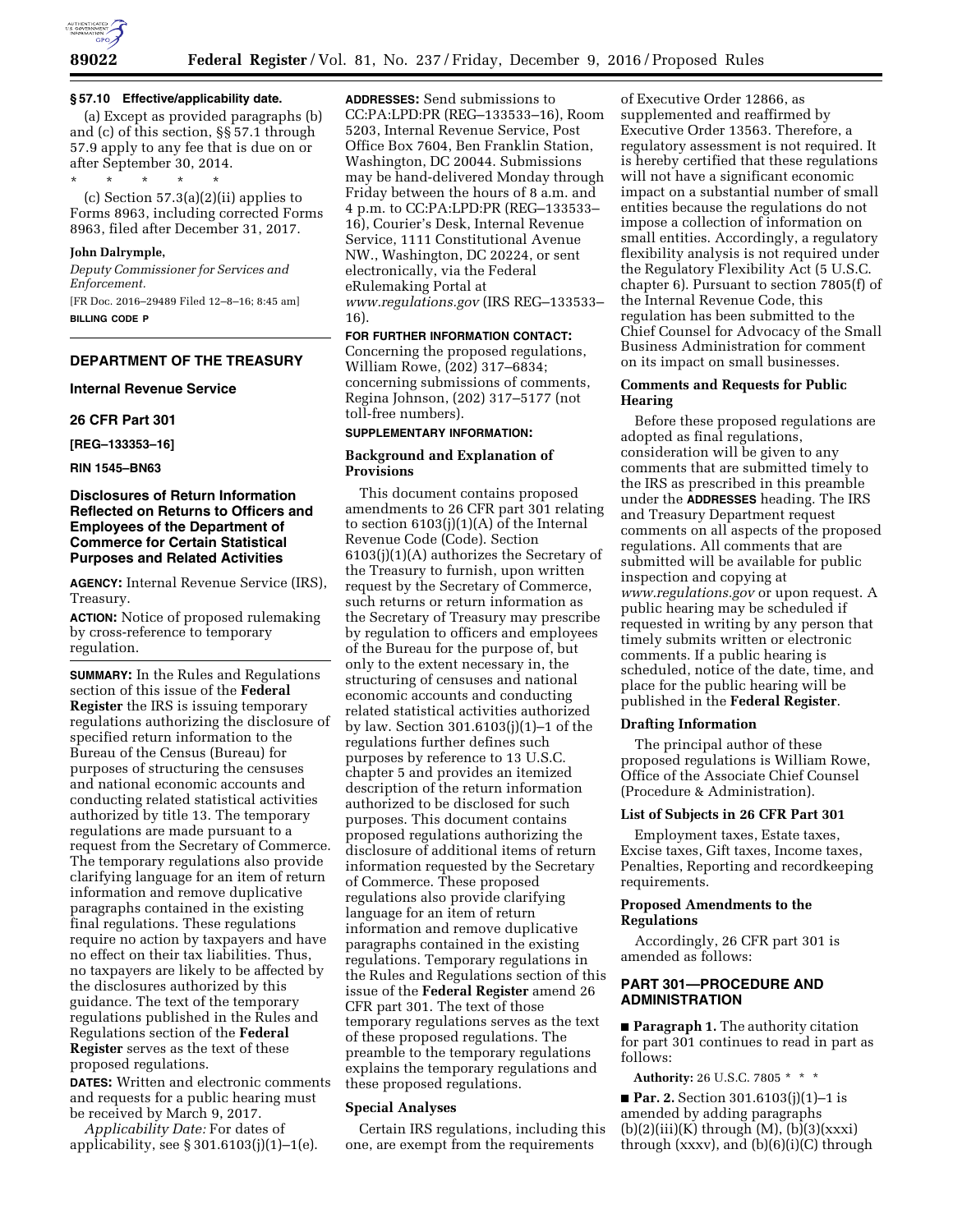### § 57.10 Effective/applicability date.

(a) Except as provided paragraphs (b) and (c) of this section, §§ 57.1 through 57.9 apply to any fee that is due on or after September 30, 2014.

\* \* \* \* \*

(c) Section 57.3(a)(2)(ii) applies to Forms 8963, including corrected Forms 8963, filed after December 31, 2017.

**John Dalrymple,**

*Deputy Commissioner for Services and Enforcement.*

[FR Doc. 2016–29489 Filed 12–8–16; 8:45 am]

**BILLING CODE P**

## DEPARTMENT OF THE TREASURY

### Internal Revenue Service

### 26 CFR Part 301

**[REG–133353–16]**

**RIN 1545–BN63**

## Disclosures of Return Information Reflected on Returns to Officers and Employees of the Department of Commerce for Certain Statistical Purposes and Related Activities

**AGENCY:** Internal Revenue Service (IRS), Treasury.

**ACTION:** Notice of proposed rulemaking by cross-reference to temporary regulation.

**SUMMARY:** In the Rules and Regulations section of this issue of the **Federal Register** the IRS is issuing temporary regulations authorizing the disclosure of specified return information to the Bureau of the Census (Bureau) for purposes of structuring the censuses and national economic accounts and conducting related statistical activities authorized by title 13. The temporary regulations are made pursuant to a request from the Secretary of Commerce. The temporary regulations also provide clarifying language for an item of return information and remove duplicative paragraphs contained in the existing final regulations. These regulations require no action by taxpayers and have no effect on their tax liabilities. Thus, no taxpayers are likely to be affected by the disclosures authorized by this guidance. The text of the temporary regulations published in the Rules and Regulations section of the **Federal Register** serves as the text of these proposed regulations.

**DATES:** Written and electronic comments and requests for a public hearing must be received by March 9, 2017.

*Applicability Date:* For dates of applicability, see § 301.6103(j)(1)–1(e).

**ADDRESSES:** Send submissions to CC:PA:LPD:PR (REG–133533–16), Room 5203, Internal Revenue Service, Post Office Box 7604, Ben Franklin Station, Washington, DC 20044. Submissions may be hand-delivered Monday through Friday between the hours of 8 a.m. and 4 p.m. to CC:PA:LPD:PR (REG–133533–16), Courier's Desk, Internal Revenue Service, 1111 Constitutional Avenue NW., Washington, DC 20224, or sent electronically, via the Federal eRulemaking Portal at *www.regulations.gov* (IRS REG–133533–16).

**FOR FURTHER INFORMATION CONTACT:** Concerning the proposed regulations, William Rowe, (202) 317–6834; concerning submissions of comments, Regina Johnson, (202) 317–5177 (not toll-free numbers).

**SUPPLEMENTARY INFORMATION:**

### Background and Explanation of Provisions

This document contains proposed amendments to 26 CFR part 301 relating to section 6103(j)(1)(A) of the Internal Revenue Code (Code). Section 6103(j)(1)(A) authorizes the Secretary of the Treasury to furnish, upon written request by the Secretary of Commerce, such returns or return information as the Secretary of Treasury may prescribe by regulation to officers and employees of the Bureau for the purpose of, but only to the extent necessary in, the structuring of censuses and national economic accounts and conducting related statistical activities authorized by law. Section 301.6103(j)(1)–1 of the regulations further defines such purposes by reference to 13 U.S.C. chapter 5 and provides an itemized description of the return information authorized to be disclosed for such purposes. This document contains proposed regulations authorizing the disclosure of additional items of return information requested by the Secretary of Commerce. These proposed regulations also provide clarifying language for an item of return information and remove duplicative paragraphs contained in the existing regulations. Temporary regulations in the Rules and Regulations section of this issue of the **Federal Register** amend 26 CFR part 301. The text of those temporary regulations serves as the text of these proposed regulations. The preamble to the temporary regulations explains the temporary regulations and these proposed regulations.

### Special Analyses

Certain IRS regulations, including this one, are exempt from the requirements of Executive Order 12866, as supplemented and reaffirmed by Executive Order 13563. Therefore, a regulatory assessment is not required. It is hereby certified that these regulations will not have a significant economic impact on a substantial number of small entities because the regulations do not impose a collection of information on small entities. Accordingly, a regulatory flexibility analysis is not required under the Regulatory Flexibility Act (5 U.S.C. chapter 6). Pursuant to section 7805(f) of the Internal Revenue Code, this regulation has been submitted to the Chief Counsel for Advocacy of the Small Business Administration for comment on its impact on small businesses.

### Comments and Requests for Public Hearing

Before these proposed regulations are adopted as final regulations, consideration will be given to any comments that are submitted timely to the IRS as prescribed in this preamble under the **ADDRESSES** heading. The IRS and Treasury Department request comments on all aspects of the proposed regulations. All comments that are submitted will be available for public inspection and copying at *www.regulations.gov* or upon request. A public hearing may be scheduled if requested in writing by any person that timely submits written or electronic comments. If a public hearing is scheduled, notice of the date, time, and place for the public hearing will be published in the **Federal Register**.

### Drafting Information

The principal author of these proposed regulations is William Rowe, Office of the Associate Chief Counsel (Procedure & Administration).

### List of Subjects in 26 CFR Part 301

Employment taxes, Estate taxes, Excise taxes, Gift taxes, Income taxes, Penalties, Reporting and recordkeeping requirements.

### Proposed Amendments to the Regulations

Accordingly, 26 CFR part 301 is amended as follows:

## PART 301—PROCEDURE AND ADMINISTRATION

■ **Paragraph 1.** The authority citation for part 301 continues to read in part as follows:

**Authority:** 26 U.S.C. 7805 \* \* \*

■ **Par. 2.** Section 301.6103(j)(1)–1 is amended by adding paragraphs (b)(2)(iii)(K) through (M), (b)(3)(xxxi) through (xxxv), and (b)(6)(i)(C) through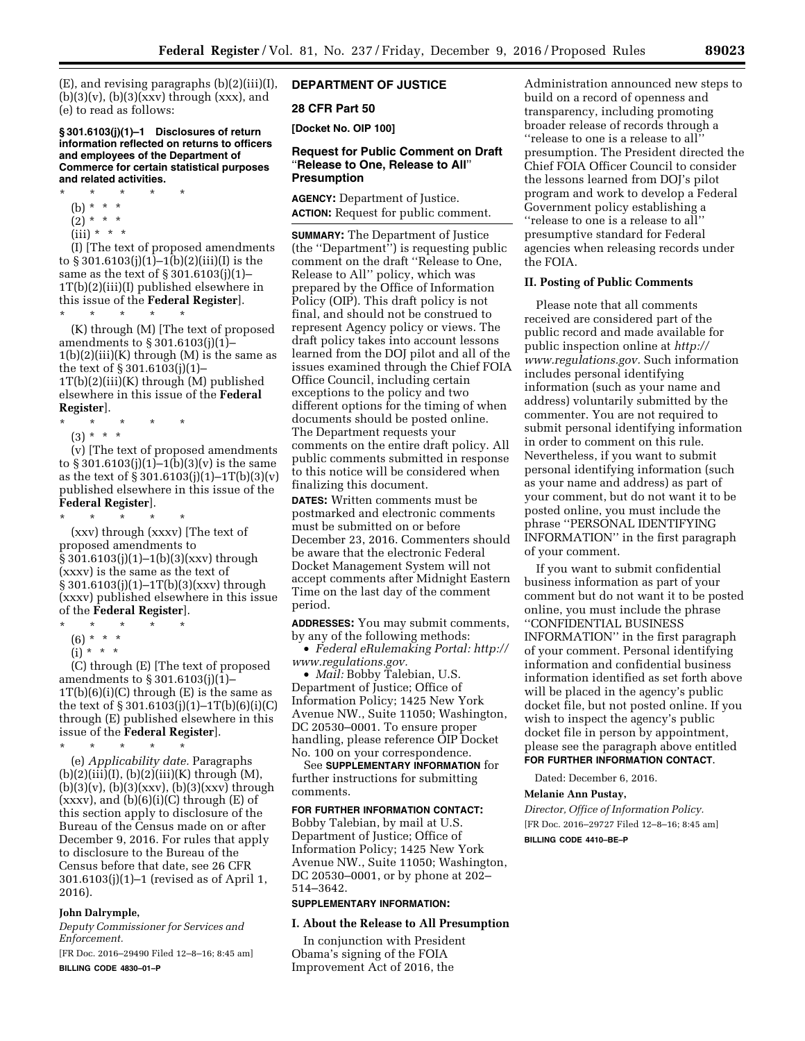(E), and revising paragraphs (b)(2)(iii)(I), (b)(3)(v), (b)(3)(xxv) through (xxx), and (e) to read as follows:

**§ 301.6103(j)(1)–1 Disclosures of return information reflected on returns to officers and employees of the Department of Commerce for certain statistical purposes and related activities.**

\* \* \* \* \*

(b) * * *

(2) * * *

(iii) * * *

(I) [The text of proposed amendments to § 301.6103(j)(1)–1(b)(2)(iii)(I) is the same as the text of § 301.6103(j)(1)–1T(b)(2)(iii)(I) published elsewhere in this issue of the **Federal Register**].

\* \* \* \* \*

(K) through (M) [The text of proposed amendments to § 301.6103(j)(1)–1(b)(2)(iii)(K) through (M) is the same as the text of § 301.6103(j)(1)–1T(b)(2)(iii)(K) through (M) published elsewhere in this issue of the **Federal Register**].

\* \* \* \* \*

(3) * * *

(v) [The text of proposed amendments to § 301.6103(j)(1)–1(b)(3)(v) is the same as the text of § 301.6103(j)(1)–1T(b)(3)(v) published elsewhere in this issue of the **Federal Register**].

\* \* \* \* \*

(xxv) through (xxxv) [The text of proposed amendments to § 301.6103(j)(1)–1(b)(3)(xxv) through (xxxv) is the same as the text of § 301.6103(j)(1)–1T(b)(3)(xxv) through (xxxv) published elsewhere in this issue of the **Federal Register**].

\* \* \* \* \*

(6) * * *

(i) * * *

(C) through (E) [The text of proposed amendments to § 301.6103(j)(1)–1T(b)(6)(i)(C) through (E) is the same as the text of § 301.6103(j)(1)–1T(b)(6)(i)(C) through (E) published elsewhere in this issue of the **Federal Register**].

\* \* \* \* \*

(e) *Applicability date.* Paragraphs (b)(2)(iii)(I), (b)(2)(iii)(K) through (M), (b)(3)(v), (b)(3)(xxv), (b)(3)(xxv) through (xxxv), and (b)(6)(i)(C) through (E) of this section apply to disclosure of the Bureau of the Census made on or after December 9, 2016. For rules that apply to disclosure to the Bureau of the Census before that date, see 26 CFR 301.6103(j)(1)–1 (revised as of April 1, 2016).

**John Dalrymple,**

*Deputy Commissioner for Services and Enforcement.*

[FR Doc. 2016–29490 Filed 12–8–16; 8:45 am]

**BILLING CODE 4830–01–P**

## DEPARTMENT OF JUSTICE

### 28 CFR Part 50

**[Docket No. OIP 100]**

### Request for Public Comment on Draft "Release to One, Release to All" Presumption

**AGENCY:** Department of Justice.

**ACTION:** Request for public comment.

**SUMMARY:** The Department of Justice (the "Department") is requesting public comment on the draft "Release to One, Release to All" policy, which was prepared by the Office of Information Policy (OIP). This draft policy is not final, and should not be construed to represent Agency policy or views. The draft policy takes into account lessons learned from the DOJ pilot and all of the issues examined through the Chief FOIA Office Council, including certain exceptions to the policy and two different options for the timing of when documents should be posted online. The Department requests your comments on the entire draft policy. All public comments submitted in response to this notice will be considered when finalizing this document.

**DATES:** Written comments must be postmarked and electronic comments must be submitted on or before December 23, 2016. Commenters should be aware that the electronic Federal Docket Management System will not accept comments after Midnight Eastern Time on the last day of the comment period.

**ADDRESSES:** You may submit comments, by any of the following methods:

- *Federal eRulemaking Portal: http://www.regulations.gov.*
- *Mail:* Bobby Talebian, U.S. Department of Justice; Office of Information Policy; 1425 New York Avenue NW., Suite 11050; Washington, DC 20530–0001. To ensure proper handling, please reference OIP Docket No. 100 on your correspondence.

See **SUPPLEMENTARY INFORMATION** for further instructions for submitting comments.

**FOR FURTHER INFORMATION CONTACT:** Bobby Talebian, by mail at U.S. Department of Justice; Office of Information Policy; 1425 New York Avenue NW., Suite 11050; Washington, DC 20530–0001, or by phone at 202–514–3642.

**SUPPLEMENTARY INFORMATION:**

#### I. About the Release to All Presumption

In conjunction with President Obama's signing of the FOIA Improvement Act of 2016, the Administration announced new steps to build on a record of openness and transparency, including promoting broader release of records through a "release to one is a release to all" presumption. The President directed the Chief FOIA Officer Council to consider the lessons learned from DOJ's pilot program and work to develop a Federal Government policy establishing a "release to one is a release to all" presumptive standard for Federal agencies when releasing records under the FOIA.

#### II. Posting of Public Comments

Please note that all comments received are considered part of the public record and made available for public inspection online at *http://www.regulations.gov.* Such information includes personal identifying information (such as your name and address) voluntarily submitted by the commenter. You are not required to submit personal identifying information in order to comment on this rule. Nevertheless, if you want to submit personal identifying information (such as your name and address) as part of your comment, but do not want it to be posted online, you must include the phrase "PERSONAL IDENTIFYING INFORMATION" in the first paragraph of your comment.

If you want to submit confidential business information as part of your comment but do not want it to be posted online, you must include the phrase "CONFIDENTIAL BUSINESS INFORMATION" in the first paragraph of your comment. Personal identifying information and confidential business information identified as set forth above will be placed in the agency's public docket file, but not posted online. If you wish to inspect the agency's public docket file in person by appointment, please see the paragraph above entitled **FOR FURTHER INFORMATION CONTACT**.

Dated: December 6, 2016.

**Melanie Ann Pustay,**

*Director, Office of Information Policy.*

[FR Doc. 2016–29727 Filed 12–8–16; 8:45 am]

**BILLING CODE 4410–BE–P**